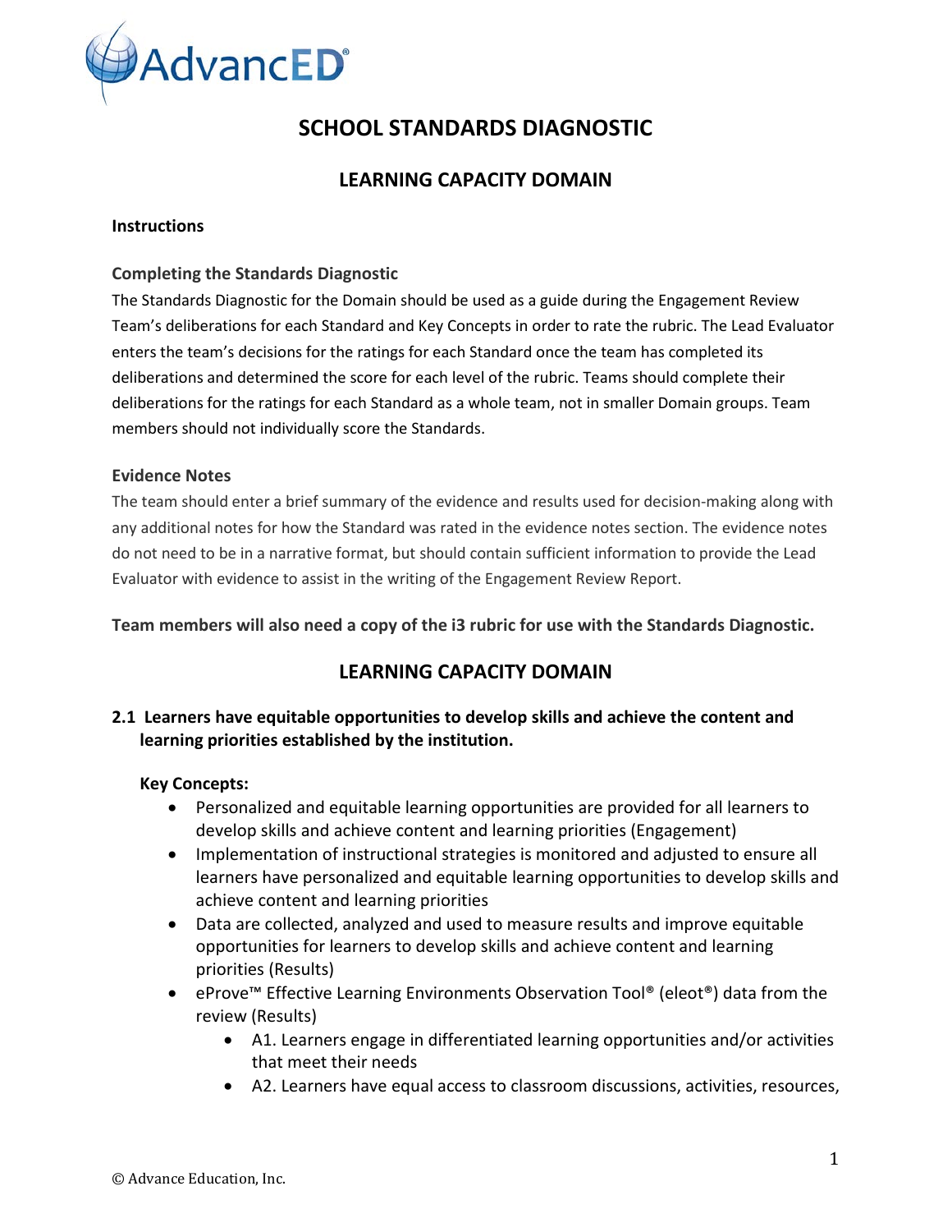AdvancED®

# SCHOOL STANDARDS DIAGNOSTIC

## LEARNING CAPACITY DOMAIN

### Instructions

#### Completing the Standards Diagnostic

The Standards Diagnostic for the Domain should be used as a guide during the Engagement Review Team's deliberations for each Standard and Key Concepts in order to rate the rubric. The Lead Evaluator enters the team's decisions for the ratings for each Standard once the team has completed its deliberations and determined the score for each level of the rubric. Teams should complete their deliberations for the ratings for each Standard as a whole team, not in smaller Domain groups. Team members should not individually score the Standards.

#### Evidence Notes

The team should enter a brief summary of the evidence and results used for decision-making along with any additional notes for how the Standard was rated in the evidence notes section. The evidence notes do not need to be in a narrative format, but should contain sufficient information to provide the Lead Evaluator with evidence to assist in the writing of the Engagement Review Report.

**Team members will also need a copy of the i3 rubric for use with the Standards Diagnostic.**

## LEARNING CAPACITY DOMAIN

**2.1 Learners have equitable opportunities to develop skills and achieve the content and learning priorities established by the institution.**

**Key Concepts:**

- Personalized and equitable learning opportunities are provided for all learners to develop skills and achieve content and learning priorities (Engagement)
- Implementation of instructional strategies is monitored and adjusted to ensure all learners have personalized and equitable learning opportunities to develop skills and achieve content and learning priorities
- Data are collected, analyzed and used to measure results and improve equitable opportunities for learners to develop skills and achieve content and learning priorities (Results)
- eProve™ Effective Learning Environments Observation Tool® (eleot®) data from the review (Results)
  - A1. Learners engage in differentiated learning opportunities and/or activities that meet their needs
  - A2. Learners have equal access to classroom discussions, activities, resources,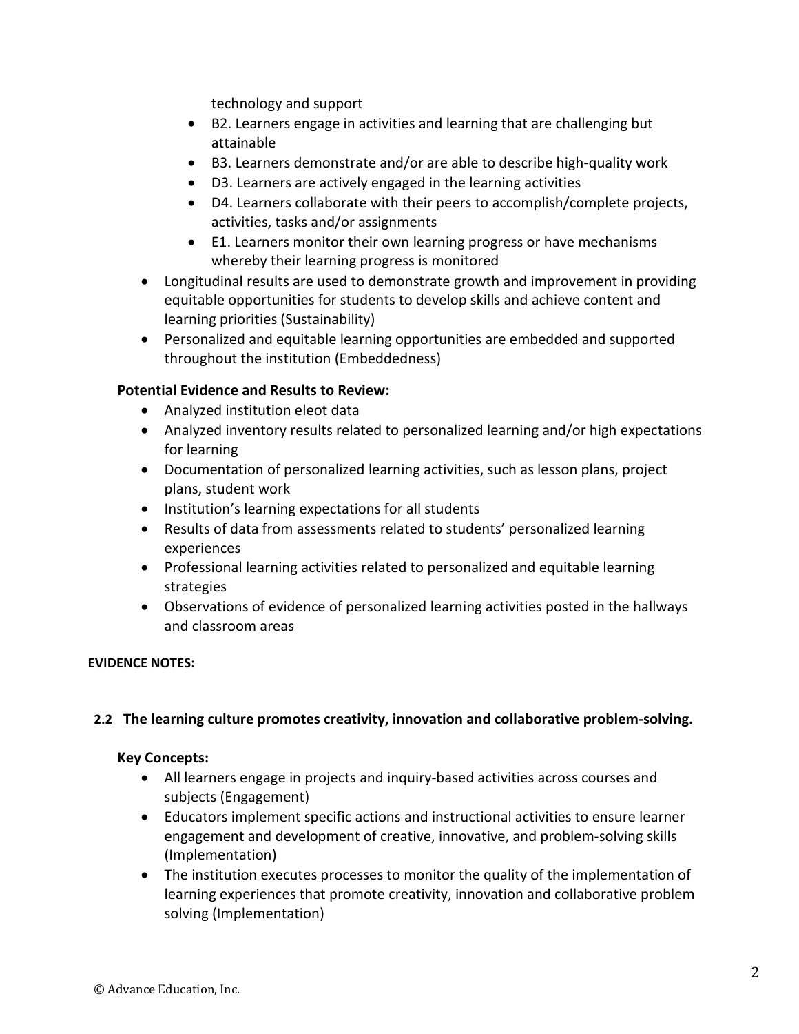technology and support
    - B2. Learners engage in activities and learning that are challenging but attainable
    - B3. Learners demonstrate and/or are able to describe high-quality work
    - D3. Learners are actively engaged in the learning activities
    - D4. Learners collaborate with their peers to accomplish/complete projects, activities, tasks and/or assignments
    - E1. Learners monitor their own learning progress or have mechanisms whereby their learning progress is monitored
- Longitudinal results are used to demonstrate growth and improvement in providing equitable opportunities for students to develop skills and achieve content and learning priorities (Sustainability)
- Personalized and equitable learning opportunities are embedded and supported throughout the institution (Embeddedness)

**Potential Evidence and Results to Review:**

- Analyzed institution eleot data
- Analyzed inventory results related to personalized learning and/or high expectations for learning
- Documentation of personalized learning activities, such as lesson plans, project plans, student work
- Institution's learning expectations for all students
- Results of data from assessments related to students' personalized learning experiences
- Professional learning activities related to personalized and equitable learning strategies
- Observations of evidence of personalized learning activities posted in the hallways and classroom areas

**EVIDENCE NOTES:**

**2.2 The learning culture promotes creativity, innovation and collaborative problem-solving.**

**Key Concepts:**

- All learners engage in projects and inquiry-based activities across courses and subjects (Engagement)
- Educators implement specific actions and instructional activities to ensure learner engagement and development of creative, innovative, and problem-solving skills (Implementation)
- The institution executes processes to monitor the quality of the implementation of learning experiences that promote creativity, innovation and collaborative problem solving (Implementation)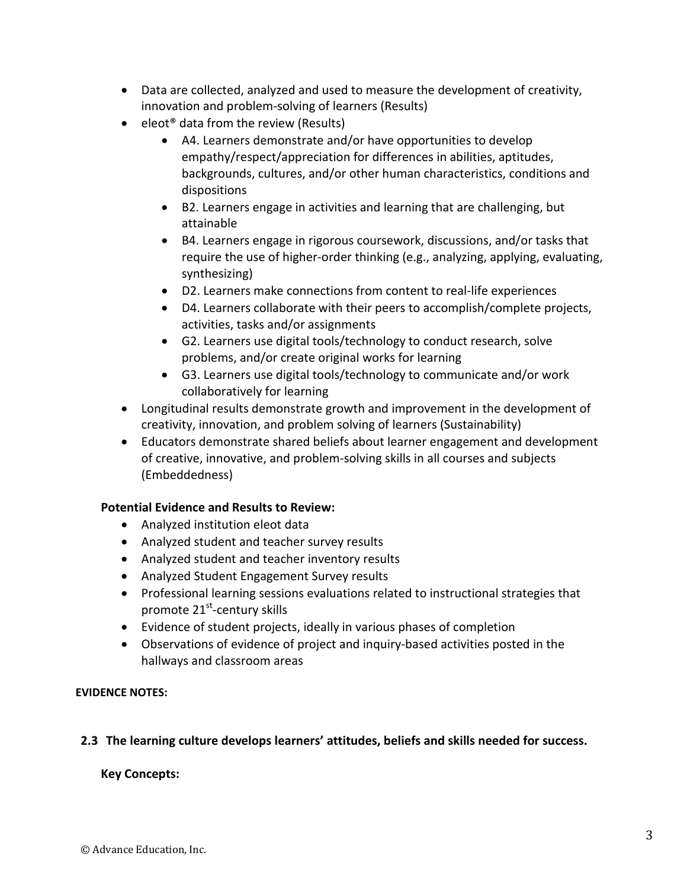- Data are collected, analyzed and used to measure the development of creativity, innovation and problem-solving of learners (Results)
- eleot® data from the review (Results)
  - A4. Learners demonstrate and/or have opportunities to develop empathy/respect/appreciation for differences in abilities, aptitudes, backgrounds, cultures, and/or other human characteristics, conditions and dispositions
  - B2. Learners engage in activities and learning that are challenging, but attainable
  - B4. Learners engage in rigorous coursework, discussions, and/or tasks that require the use of higher-order thinking (e.g., analyzing, applying, evaluating, synthesizing)
  - D2. Learners make connections from content to real-life experiences
  - D4. Learners collaborate with their peers to accomplish/complete projects, activities, tasks and/or assignments
  - G2. Learners use digital tools/technology to conduct research, solve problems, and/or create original works for learning
  - G3. Learners use digital tools/technology to communicate and/or work collaboratively for learning
- Longitudinal results demonstrate growth and improvement in the development of creativity, innovation, and problem solving of learners (Sustainability)
- Educators demonstrate shared beliefs about learner engagement and development of creative, innovative, and problem-solving skills in all courses and subjects (Embeddedness)

**Potential Evidence and Results to Review:**

- Analyzed institution eleot data
- Analyzed student and teacher survey results
- Analyzed student and teacher inventory results
- Analyzed Student Engagement Survey results
- Professional learning sessions evaluations related to instructional strategies that promote 21st-century skills
- Evidence of student projects, ideally in various phases of completion
- Observations of evidence of project and inquiry-based activities posted in the hallways and classroom areas

**EVIDENCE NOTES:**

### 2.3 The learning culture develops learners' attitudes, beliefs and skills needed for success.

**Key Concepts:**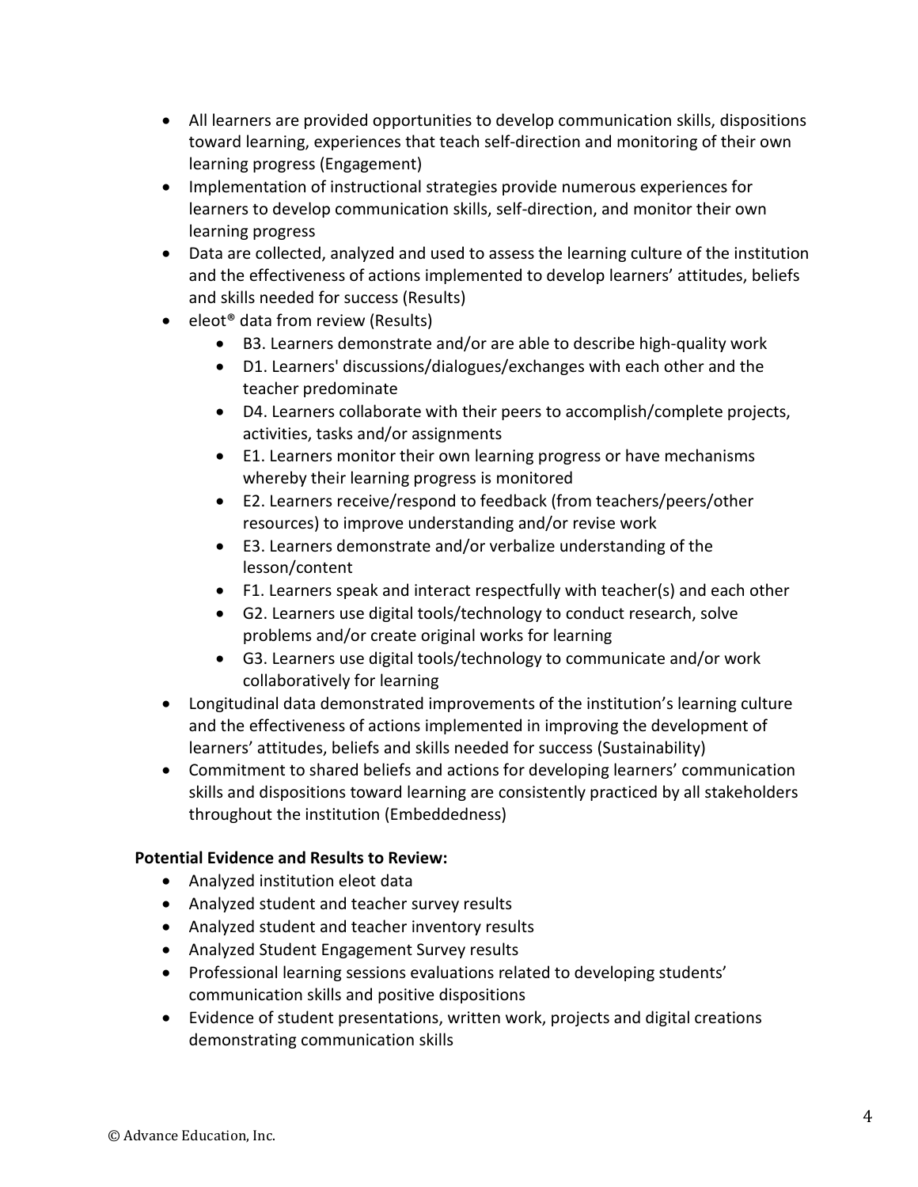- All learners are provided opportunities to develop communication skills, dispositions toward learning, experiences that teach self-direction and monitoring of their own learning progress (Engagement)
- Implementation of instructional strategies provide numerous experiences for learners to develop communication skills, self-direction, and monitor their own learning progress
- Data are collected, analyzed and used to assess the learning culture of the institution and the effectiveness of actions implemented to develop learners' attitudes, beliefs and skills needed for success (Results)
- eleot® data from review (Results)
  - B3. Learners demonstrate and/or are able to describe high-quality work
  - D1. Learners' discussions/dialogues/exchanges with each other and the teacher predominate
  - D4. Learners collaborate with their peers to accomplish/complete projects, activities, tasks and/or assignments
  - E1. Learners monitor their own learning progress or have mechanisms whereby their learning progress is monitored
  - E2. Learners receive/respond to feedback (from teachers/peers/other resources) to improve understanding and/or revise work
  - E3. Learners demonstrate and/or verbalize understanding of the lesson/content
  - F1. Learners speak and interact respectfully with teacher(s) and each other
  - G2. Learners use digital tools/technology to conduct research, solve problems and/or create original works for learning
  - G3. Learners use digital tools/technology to communicate and/or work collaboratively for learning
- Longitudinal data demonstrated improvements of the institution's learning culture and the effectiveness of actions implemented in improving the development of learners' attitudes, beliefs and skills needed for success (Sustainability)
- Commitment to shared beliefs and actions for developing learners' communication skills and dispositions toward learning are consistently practiced by all stakeholders throughout the institution (Embeddedness)

**Potential Evidence and Results to Review:**

- Analyzed institution eleot data
- Analyzed student and teacher survey results
- Analyzed student and teacher inventory results
- Analyzed Student Engagement Survey results
- Professional learning sessions evaluations related to developing students' communication skills and positive dispositions
- Evidence of student presentations, written work, projects and digital creations demonstrating communication skills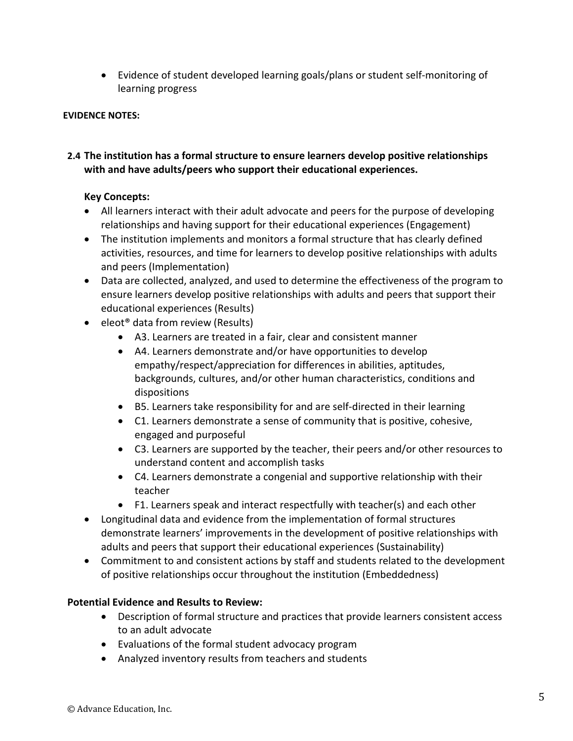- Evidence of student developed learning goals/plans or student self-monitoring of learning progress

**EVIDENCE NOTES:**

**2.4 The institution has a formal structure to ensure learners develop positive relationships with and have adults/peers who support their educational experiences.**

**Key Concepts:**

- All learners interact with their adult advocate and peers for the purpose of developing relationships and having support for their educational experiences (Engagement)
- The institution implements and monitors a formal structure that has clearly defined activities, resources, and time for learners to develop positive relationships with adults and peers (Implementation)
- Data are collected, analyzed, and used to determine the effectiveness of the program to ensure learners develop positive relationships with adults and peers that support their educational experiences (Results)
- eleot® data from review (Results)
  - A3. Learners are treated in a fair, clear and consistent manner
  - A4. Learners demonstrate and/or have opportunities to develop empathy/respect/appreciation for differences in abilities, aptitudes, backgrounds, cultures, and/or other human characteristics, conditions and dispositions
  - B5. Learners take responsibility for and are self-directed in their learning
  - C1. Learners demonstrate a sense of community that is positive, cohesive, engaged and purposeful
  - C3. Learners are supported by the teacher, their peers and/or other resources to understand content and accomplish tasks
  - C4. Learners demonstrate a congenial and supportive relationship with their teacher
  - F1. Learners speak and interact respectfully with teacher(s) and each other
- Longitudinal data and evidence from the implementation of formal structures demonstrate learners' improvements in the development of positive relationships with adults and peers that support their educational experiences (Sustainability)
- Commitment to and consistent actions by staff and students related to the development of positive relationships occur throughout the institution (Embeddedness)

**Potential Evidence and Results to Review:**

- Description of formal structure and practices that provide learners consistent access to an adult advocate
- Evaluations of the formal student advocacy program
- Analyzed inventory results from teachers and students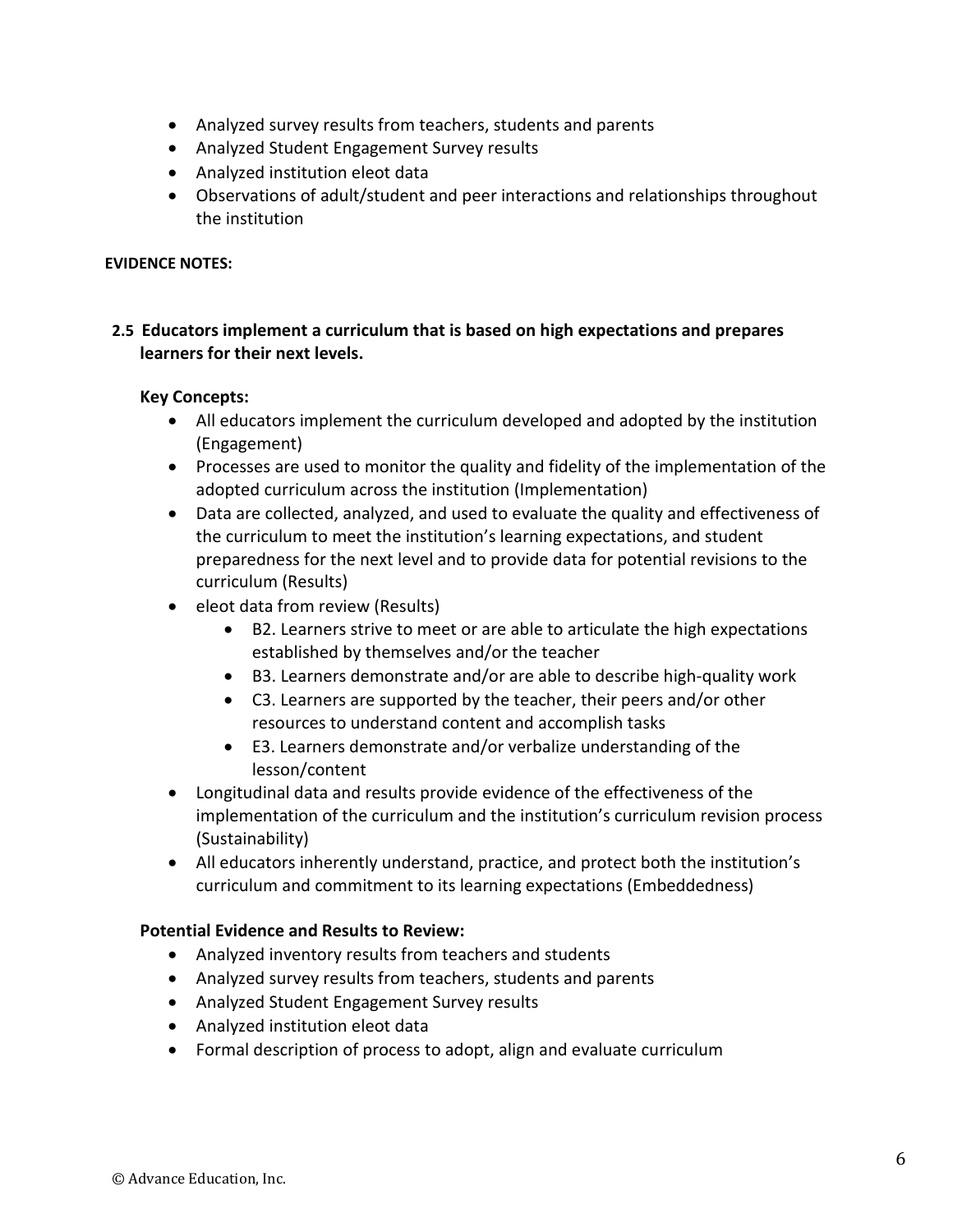- Analyzed survey results from teachers, students and parents
- Analyzed Student Engagement Survey results
- Analyzed institution eleot data
- Observations of adult/student and peer interactions and relationships throughout the institution

**EVIDENCE NOTES:**

**2.5 Educators implement a curriculum that is based on high expectations and prepares learners for their next levels.**

**Key Concepts:**

- All educators implement the curriculum developed and adopted by the institution (Engagement)
- Processes are used to monitor the quality and fidelity of the implementation of the adopted curriculum across the institution (Implementation)
- Data are collected, analyzed, and used to evaluate the quality and effectiveness of the curriculum to meet the institution's learning expectations, and student preparedness for the next level and to provide data for potential revisions to the curriculum (Results)
- eleot data from review (Results)
    - B2. Learners strive to meet or are able to articulate the high expectations established by themselves and/or the teacher
    - B3. Learners demonstrate and/or are able to describe high-quality work
    - C3. Learners are supported by the teacher, their peers and/or other resources to understand content and accomplish tasks
    - E3. Learners demonstrate and/or verbalize understanding of the lesson/content
- Longitudinal data and results provide evidence of the effectiveness of the implementation of the curriculum and the institution's curriculum revision process (Sustainability)
- All educators inherently understand, practice, and protect both the institution's curriculum and commitment to its learning expectations (Embeddedness)

**Potential Evidence and Results to Review:**

- Analyzed inventory results from teachers and students
- Analyzed survey results from teachers, students and parents
- Analyzed Student Engagement Survey results
- Analyzed institution eleot data
- Formal description of process to adopt, align and evaluate curriculum

© Advance Education, Inc.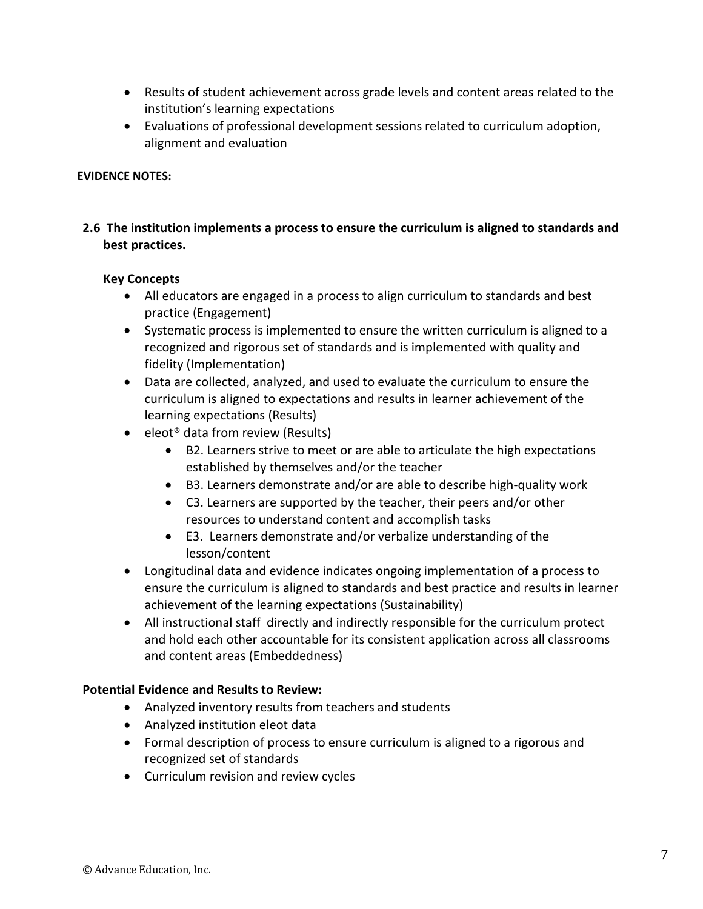- Results of student achievement across grade levels and content areas related to the institution's learning expectations
- Evaluations of professional development sessions related to curriculum adoption, alignment and evaluation

**EVIDENCE NOTES:**

**2.6 The institution implements a process to ensure the curriculum is aligned to standards and best practices.**

**Key Concepts**

- All educators are engaged in a process to align curriculum to standards and best practice (Engagement)
- Systematic process is implemented to ensure the written curriculum is aligned to a recognized and rigorous set of standards and is implemented with quality and fidelity (Implementation)
- Data are collected, analyzed, and used to evaluate the curriculum to ensure the curriculum is aligned to expectations and results in learner achievement of the learning expectations (Results)
- eleot® data from review (Results)
    - B2. Learners strive to meet or are able to articulate the high expectations established by themselves and/or the teacher
    - B3. Learners demonstrate and/or are able to describe high-quality work
    - C3. Learners are supported by the teacher, their peers and/or other resources to understand content and accomplish tasks
    - E3. Learners demonstrate and/or verbalize understanding of the lesson/content
- Longitudinal data and evidence indicates ongoing implementation of a process to ensure the curriculum is aligned to standards and best practice and results in learner achievement of the learning expectations (Sustainability)
- All instructional staff directly and indirectly responsible for the curriculum protect and hold each other accountable for its consistent application across all classrooms and content areas (Embeddedness)

**Potential Evidence and Results to Review:**

- Analyzed inventory results from teachers and students
- Analyzed institution eleot data
- Formal description of process to ensure curriculum is aligned to a rigorous and recognized set of standards
- Curriculum revision and review cycles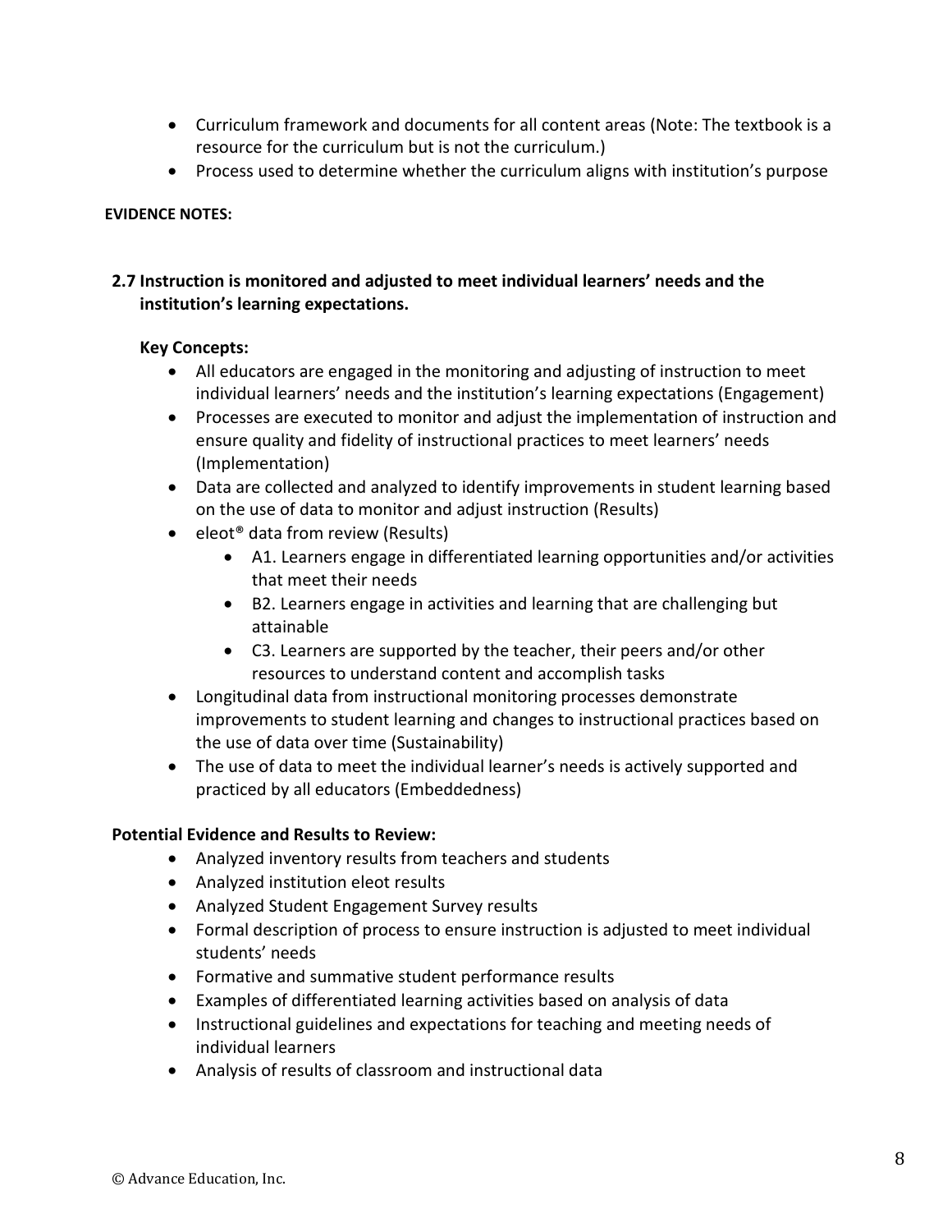- Curriculum framework and documents for all content areas (Note: The textbook is a resource for the curriculum but is not the curriculum.)
- Process used to determine whether the curriculum aligns with institution's purpose

**EVIDENCE NOTES:**

**2.7 Instruction is monitored and adjusted to meet individual learners' needs and the institution's learning expectations.**

**Key Concepts:**

- All educators are engaged in the monitoring and adjusting of instruction to meet individual learners' needs and the institution's learning expectations (Engagement)
- Processes are executed to monitor and adjust the implementation of instruction and ensure quality and fidelity of instructional practices to meet learners' needs (Implementation)
- Data are collected and analyzed to identify improvements in student learning based on the use of data to monitor and adjust instruction (Results)
- eleot® data from review (Results)
  - A1. Learners engage in differentiated learning opportunities and/or activities that meet their needs
  - B2. Learners engage in activities and learning that are challenging but attainable
  - C3. Learners are supported by the teacher, their peers and/or other resources to understand content and accomplish tasks
- Longitudinal data from instructional monitoring processes demonstrate improvements to student learning and changes to instructional practices based on the use of data over time (Sustainability)
- The use of data to meet the individual learner's needs is actively supported and practiced by all educators (Embeddedness)

**Potential Evidence and Results to Review:**

- Analyzed inventory results from teachers and students
- Analyzed institution eleot results
- Analyzed Student Engagement Survey results
- Formal description of process to ensure instruction is adjusted to meet individual students' needs
- Formative and summative student performance results
- Examples of differentiated learning activities based on analysis of data
- Instructional guidelines and expectations for teaching and meeting needs of individual learners
- Analysis of results of classroom and instructional data

© Advance Education, Inc.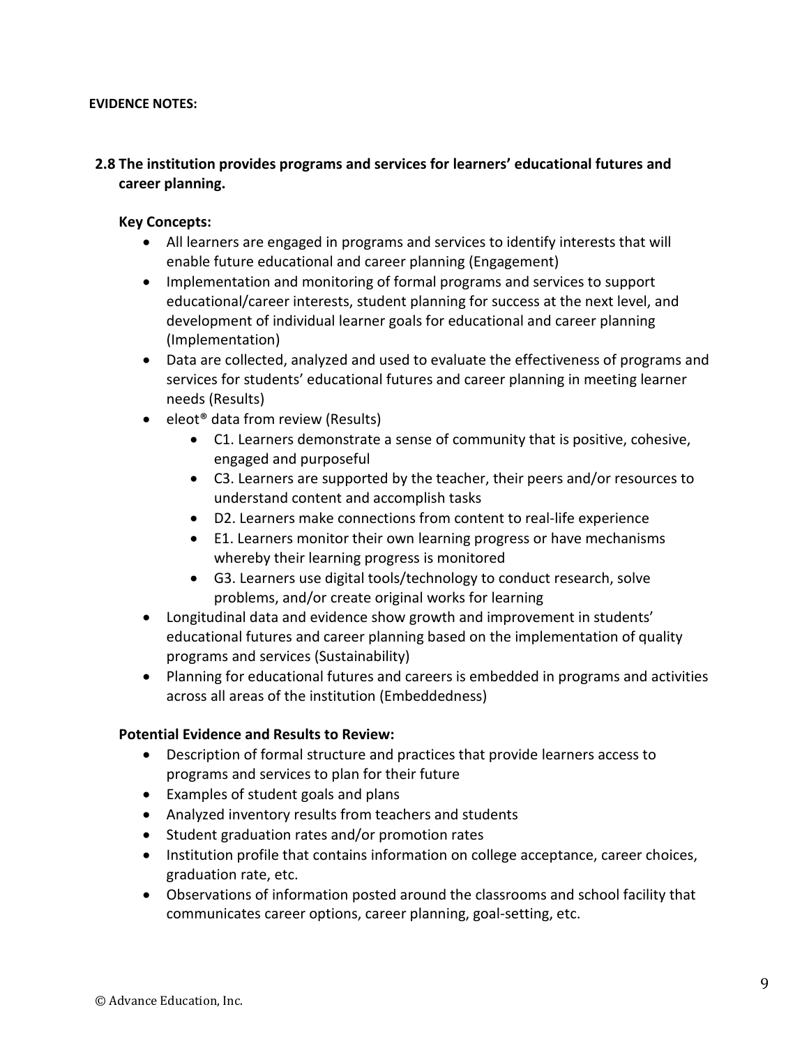**EVIDENCE NOTES:**

**2.8 The institution provides programs and services for learners' educational futures and career planning.**

**Key Concepts:**

- All learners are engaged in programs and services to identify interests that will enable future educational and career planning (Engagement)
- Implementation and monitoring of formal programs and services to support educational/career interests, student planning for success at the next level, and development of individual learner goals for educational and career planning (Implementation)
- Data are collected, analyzed and used to evaluate the effectiveness of programs and services for students' educational futures and career planning in meeting learner needs (Results)
- eleot® data from review (Results)
  - C1. Learners demonstrate a sense of community that is positive, cohesive, engaged and purposeful
  - C3. Learners are supported by the teacher, their peers and/or resources to understand content and accomplish tasks
  - D2. Learners make connections from content to real-life experience
  - E1. Learners monitor their own learning progress or have mechanisms whereby their learning progress is monitored
  - G3. Learners use digital tools/technology to conduct research, solve problems, and/or create original works for learning
- Longitudinal data and evidence show growth and improvement in students' educational futures and career planning based on the implementation of quality programs and services (Sustainability)
- Planning for educational futures and careers is embedded in programs and activities across all areas of the institution (Embeddedness)

**Potential Evidence and Results to Review:**

- Description of formal structure and practices that provide learners access to programs and services to plan for their future
- Examples of student goals and plans
- Analyzed inventory results from teachers and students
- Student graduation rates and/or promotion rates
- Institution profile that contains information on college acceptance, career choices, graduation rate, etc.
- Observations of information posted around the classrooms and school facility that communicates career options, career planning, goal-setting, etc.

© Advance Education, Inc.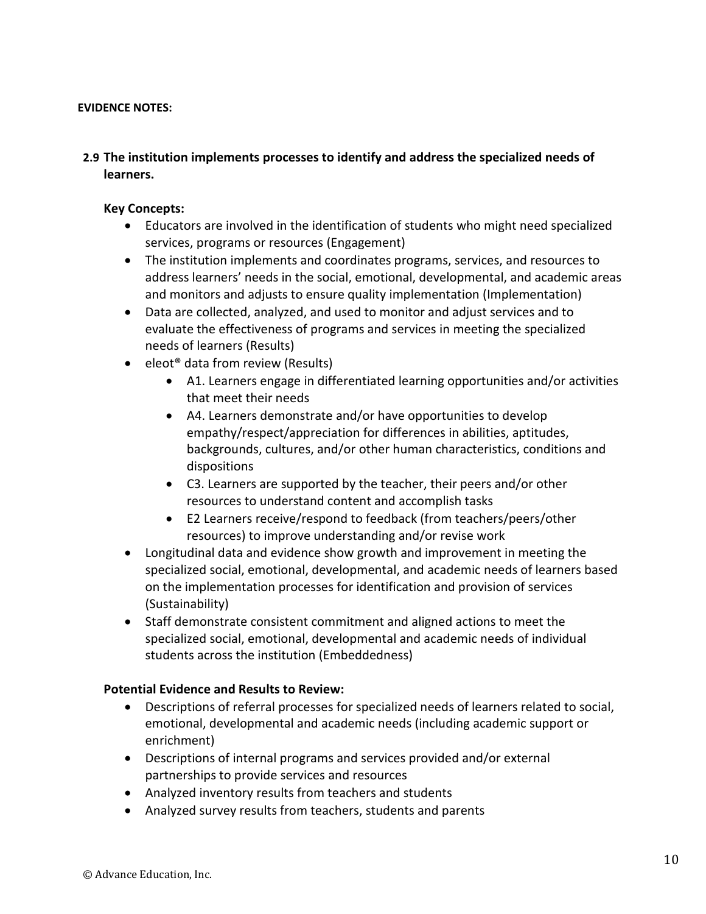**EVIDENCE NOTES:**

**2.9 The institution implements processes to identify and address the specialized needs of learners.**

**Key Concepts:**

- Educators are involved in the identification of students who might need specialized services, programs or resources (Engagement)
- The institution implements and coordinates programs, services, and resources to address learners' needs in the social, emotional, developmental, and academic areas and monitors and adjusts to ensure quality implementation (Implementation)
- Data are collected, analyzed, and used to monitor and adjust services and to evaluate the effectiveness of programs and services in meeting the specialized needs of learners (Results)
- eleot® data from review (Results)
  - A1. Learners engage in differentiated learning opportunities and/or activities that meet their needs
  - A4. Learners demonstrate and/or have opportunities to develop empathy/respect/appreciation for differences in abilities, aptitudes, backgrounds, cultures, and/or other human characteristics, conditions and dispositions
  - C3. Learners are supported by the teacher, their peers and/or other resources to understand content and accomplish tasks
  - E2 Learners receive/respond to feedback (from teachers/peers/other resources) to improve understanding and/or revise work
- Longitudinal data and evidence show growth and improvement in meeting the specialized social, emotional, developmental, and academic needs of learners based on the implementation processes for identification and provision of services (Sustainability)
- Staff demonstrate consistent commitment and aligned actions to meet the specialized social, emotional, developmental and academic needs of individual students across the institution (Embeddedness)

**Potential Evidence and Results to Review:**

- Descriptions of referral processes for specialized needs of learners related to social, emotional, developmental and academic needs (including academic support or enrichment)
- Descriptions of internal programs and services provided and/or external partnerships to provide services and resources
- Analyzed inventory results from teachers and students
- Analyzed survey results from teachers, students and parents

© Advance Education, Inc.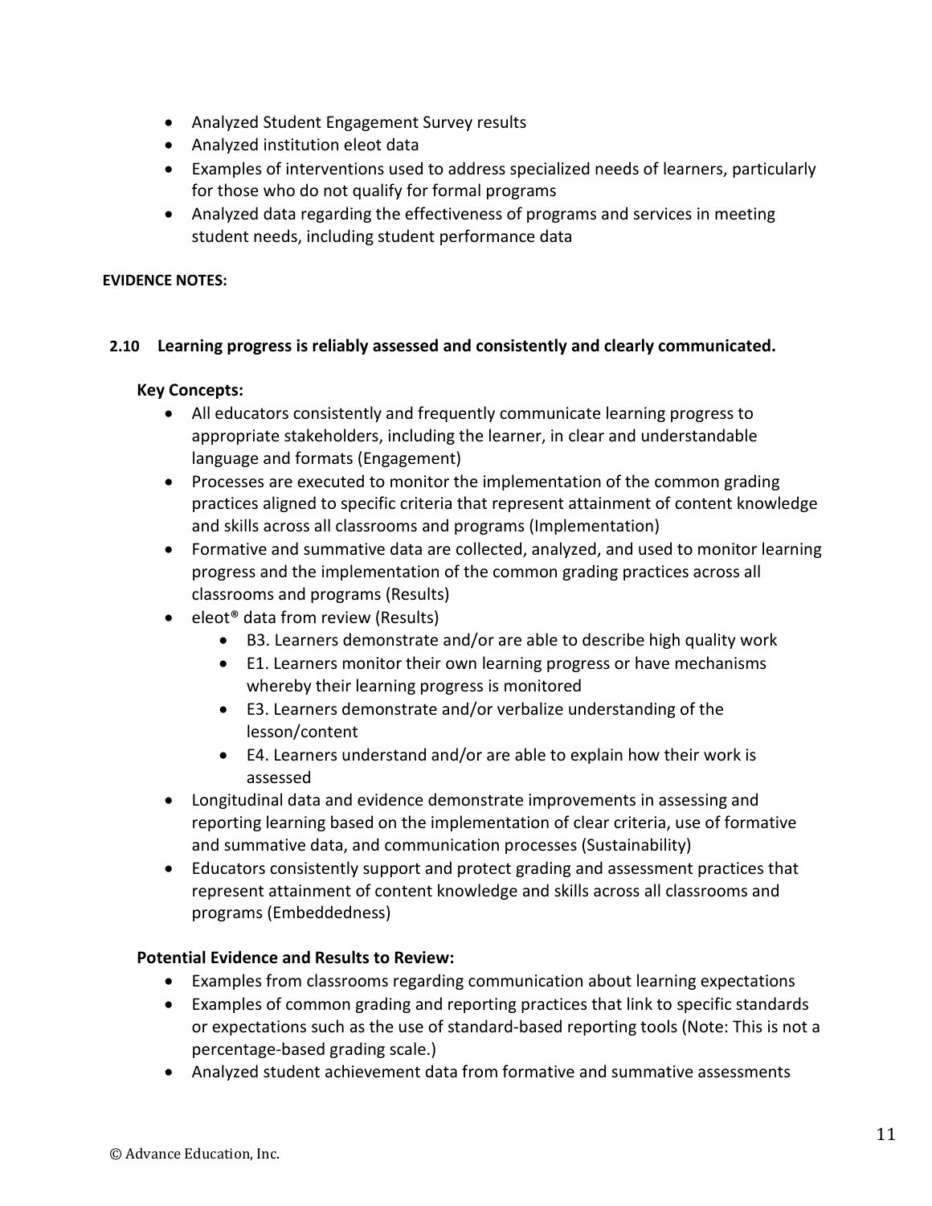- Analyzed Student Engagement Survey results
- Analyzed institution eleot data
- Examples of interventions used to address specialized needs of learners, particularly for those who do not qualify for formal programs
- Analyzed data regarding the effectiveness of programs and services in meeting student needs, including student performance data

**EVIDENCE NOTES:**

**2.10 Learning progress is reliably assessed and consistently and clearly communicated.**

**Key Concepts:**

- All educators consistently and frequently communicate learning progress to appropriate stakeholders, including the learner, in clear and understandable language and formats (Engagement)
- Processes are executed to monitor the implementation of the common grading practices aligned to specific criteria that represent attainment of content knowledge and skills across all classrooms and programs (Implementation)
- Formative and summative data are collected, analyzed, and used to monitor learning progress and the implementation of the common grading practices across all classrooms and programs (Results)
- eleot® data from review (Results)
    - B3. Learners demonstrate and/or are able to describe high quality work
    - E1. Learners monitor their own learning progress or have mechanisms whereby their learning progress is monitored
    - E3. Learners demonstrate and/or verbalize understanding of the lesson/content
    - E4. Learners understand and/or are able to explain how their work is assessed
- Longitudinal data and evidence demonstrate improvements in assessing and reporting learning based on the implementation of clear criteria, use of formative and summative data, and communication processes (Sustainability)
- Educators consistently support and protect grading and assessment practices that represent attainment of content knowledge and skills across all classrooms and programs (Embeddedness)

**Potential Evidence and Results to Review:**

- Examples from classrooms regarding communication about learning expectations
- Examples of common grading and reporting practices that link to specific standards or expectations such as the use of standard-based reporting tools (Note: This is not a percentage-based grading scale.)
- Analyzed student achievement data from formative and summative assessments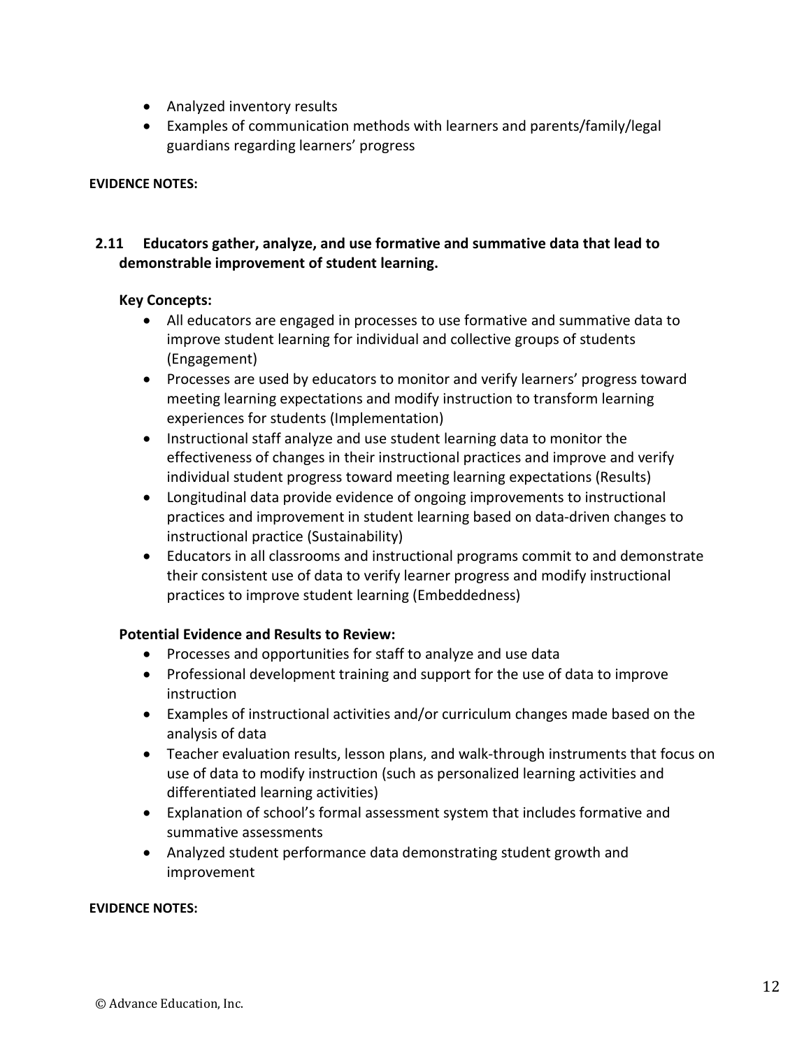- Analyzed inventory results
- Examples of communication methods with learners and parents/family/legal guardians regarding learners' progress

**EVIDENCE NOTES:**

**2.11 Educators gather, analyze, and use formative and summative data that lead to demonstrable improvement of student learning.**

**Key Concepts:**

- All educators are engaged in processes to use formative and summative data to improve student learning for individual and collective groups of students (Engagement)
- Processes are used by educators to monitor and verify learners' progress toward meeting learning expectations and modify instruction to transform learning experiences for students (Implementation)
- Instructional staff analyze and use student learning data to monitor the effectiveness of changes in their instructional practices and improve and verify individual student progress toward meeting learning expectations (Results)
- Longitudinal data provide evidence of ongoing improvements to instructional practices and improvement in student learning based on data-driven changes to instructional practice (Sustainability)
- Educators in all classrooms and instructional programs commit to and demonstrate their consistent use of data to verify learner progress and modify instructional practices to improve student learning (Embeddedness)

**Potential Evidence and Results to Review:**

- Processes and opportunities for staff to analyze and use data
- Professional development training and support for the use of data to improve instruction
- Examples of instructional activities and/or curriculum changes made based on the analysis of data
- Teacher evaluation results, lesson plans, and walk-through instruments that focus on use of data to modify instruction (such as personalized learning activities and differentiated learning activities)
- Explanation of school's formal assessment system that includes formative and summative assessments
- Analyzed student performance data demonstrating student growth and improvement

**EVIDENCE NOTES:**

© Advance Education, Inc.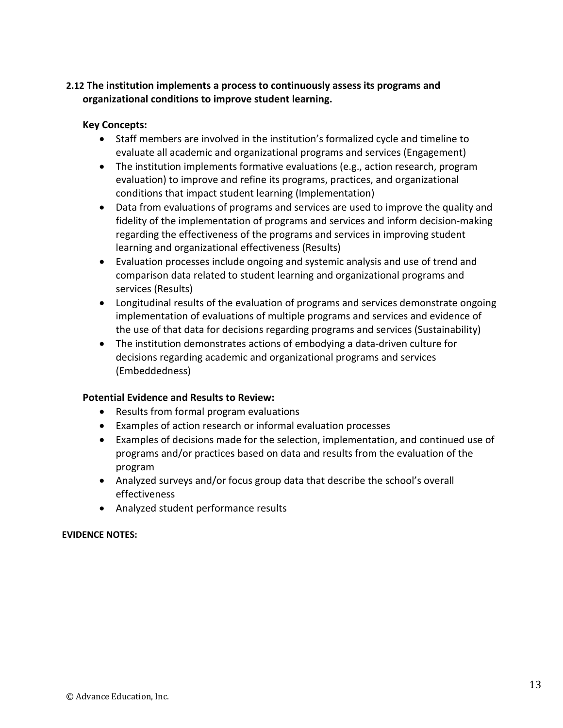**2.12 The institution implements a process to continuously assess its programs and organizational conditions to improve student learning.**

**Key Concepts:**

- Staff members are involved in the institution's formalized cycle and timeline to evaluate all academic and organizational programs and services (Engagement)
- The institution implements formative evaluations (e.g., action research, program evaluation) to improve and refine its programs, practices, and organizational conditions that impact student learning (Implementation)
- Data from evaluations of programs and services are used to improve the quality and fidelity of the implementation of programs and services and inform decision-making regarding the effectiveness of the programs and services in improving student learning and organizational effectiveness (Results)
- Evaluation processes include ongoing and systemic analysis and use of trend and comparison data related to student learning and organizational programs and services (Results)
- Longitudinal results of the evaluation of programs and services demonstrate ongoing implementation of evaluations of multiple programs and services and evidence of the use of that data for decisions regarding programs and services (Sustainability)
- The institution demonstrates actions of embodying a data-driven culture for decisions regarding academic and organizational programs and services (Embeddedness)

**Potential Evidence and Results to Review:**

- Results from formal program evaluations
- Examples of action research or informal evaluation processes
- Examples of decisions made for the selection, implementation, and continued use of programs and/or practices based on data and results from the evaluation of the program
- Analyzed surveys and/or focus group data that describe the school's overall effectiveness
- Analyzed student performance results

**EVIDENCE NOTES:**

© Advance Education, Inc.